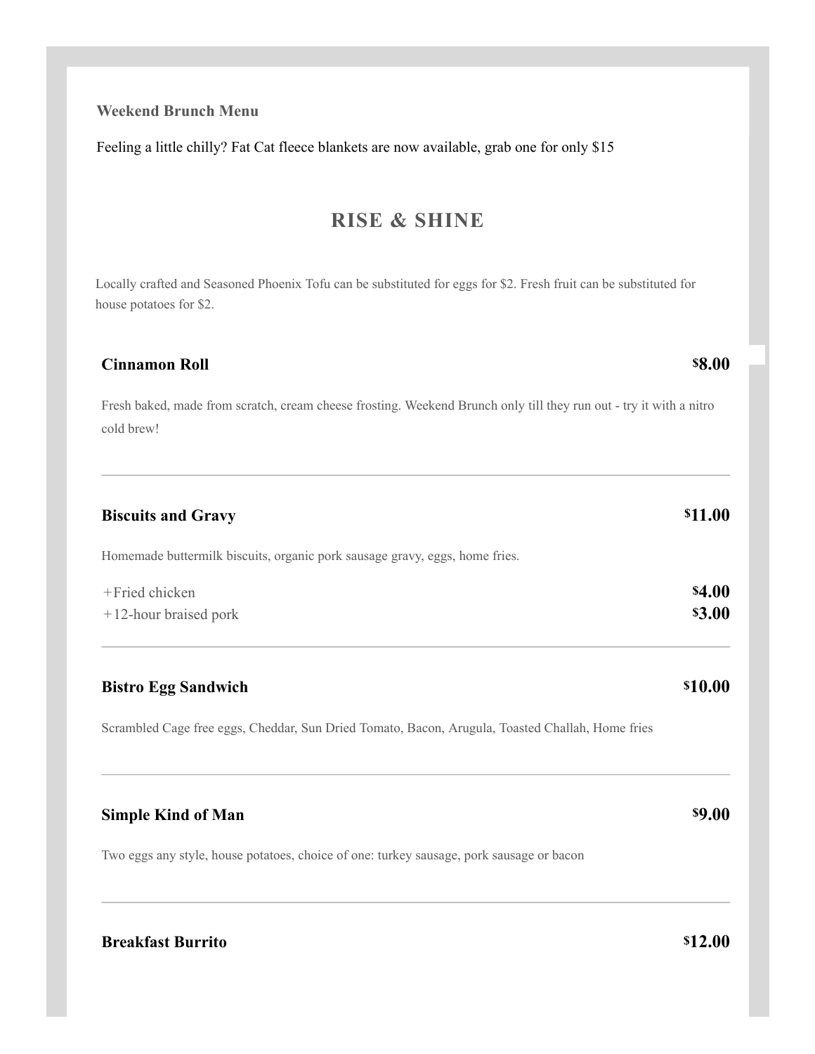**Weekend Brunch Menu**

Feeling a little chilly? Fat Cat fleece blankets are now available, grab one for only $15

## RISE & SHINE

Locally crafted and Seasoned Phoenix Tofu can be substituted for eggs for $2. Fresh fruit can be substituted for house potatoes for $2.

### Cinnamon Roll — $8.00

Fresh baked, made from scratch, cream cheese frosting. Weekend Brunch only till they run out - try it with a nitro cold brew!

---

### Biscuits and Gravy — $11.00

Homemade buttermilk biscuits, organic pork sausage gravy, eggs, home fries.

+Fried chicken — $4.00
+12-hour braised pork — $3.00

---

### Bistro Egg Sandwich — $10.00

Scrambled Cage free eggs, Cheddar, Sun Dried Tomato, Bacon, Arugula, Toasted Challah, Home fries

---

### Simple Kind of Man — $9.00

Two eggs any style, house potatoes, choice of one: turkey sausage, pork sausage or bacon

---

### Breakfast Burrito — $12.00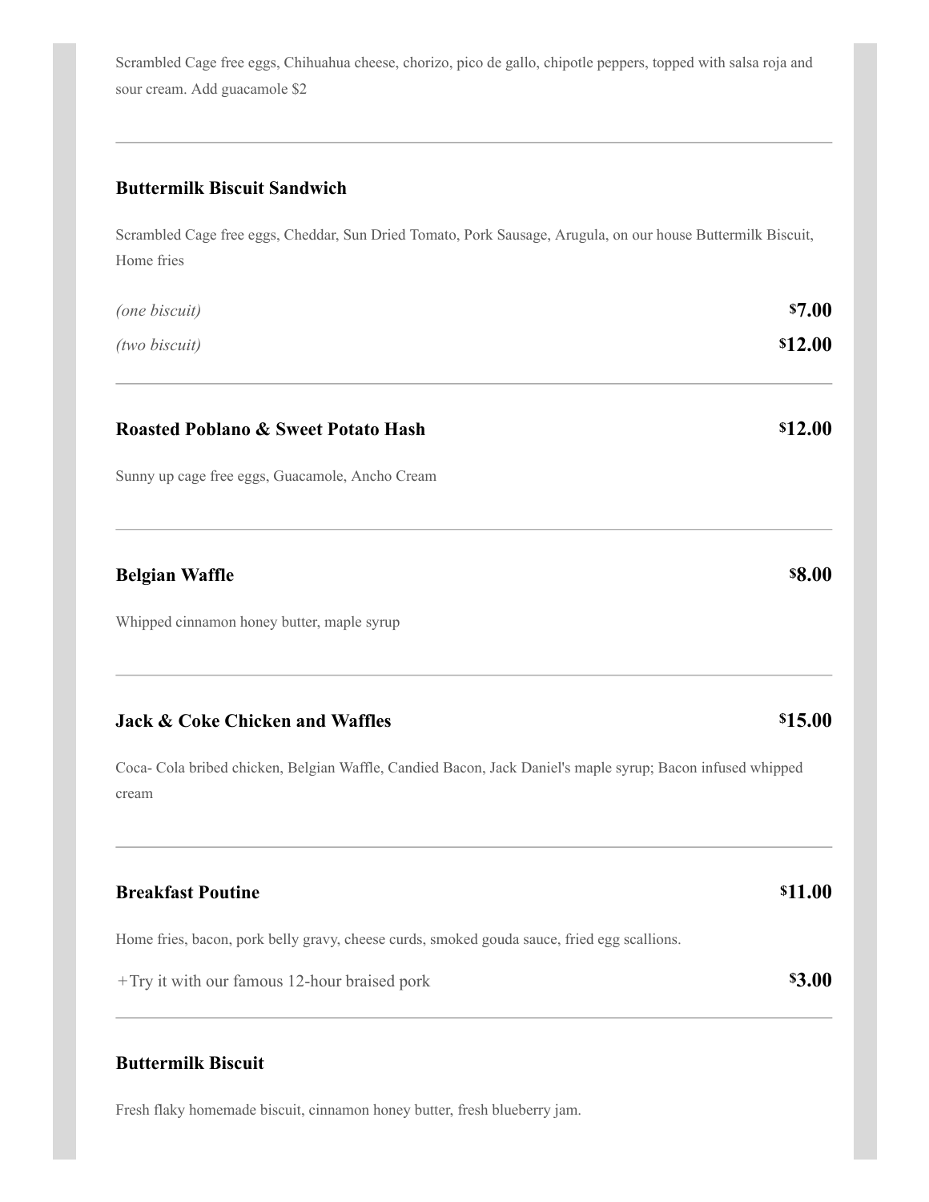Scrambled Cage free eggs, Chihuahua cheese, chorizo, pico de gallo, chipotle peppers, topped with salsa roja and sour cream. Add guacamole $2

---

### Buttermilk Biscuit Sandwich

Scrambled Cage free eggs, Cheddar, Sun Dried Tomato, Pork Sausage, Arugula, on our house Buttermilk Biscuit, Home fries

*(one biscuit)* **$7.00**

*(two biscuit)* **$12.00**

---

### Roasted Poblano & Sweet Potato Hash **$12.00**

Sunny up cage free eggs, Guacamole, Ancho Cream

---

### Belgian Waffle **$8.00**

Whipped cinnamon honey butter, maple syrup

---

### Jack & Coke Chicken and Waffles **$15.00**

Coca- Cola bribed chicken, Belgian Waffle, Candied Bacon, Jack Daniel's maple syrup; Bacon infused whipped cream

---

### Breakfast Poutine **$11.00**

Home fries, bacon, pork belly gravy, cheese curds, smoked gouda sauce, fried egg scallions.

+Try it with our famous 12-hour braised pork **$3.00**

---

### Buttermilk Biscuit

Fresh flaky homemade biscuit, cinnamon honey butter, fresh blueberry jam.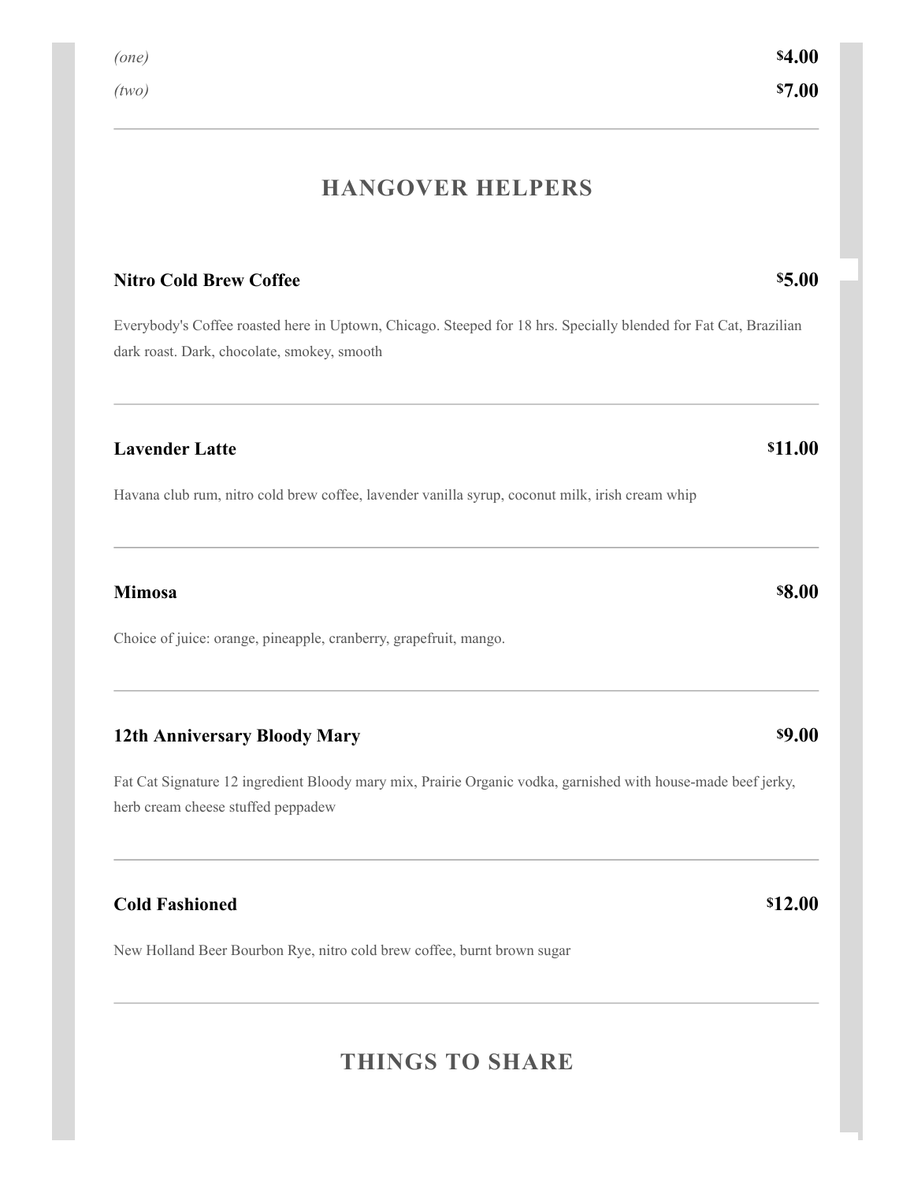*(one)* **$4.00**

*(two)* **$7.00**

---

## HANGOVER HELPERS

**Nitro Cold Brew Coffee** **$5.00**

Everybody's Coffee roasted here in Uptown, Chicago. Steeped for 18 hrs. Specially blended for Fat Cat, Brazilian dark roast. Dark, chocolate, smokey, smooth

---

**Lavender Latte** **$11.00**

Havana club rum, nitro cold brew coffee, lavender vanilla syrup, coconut milk, irish cream whip

---

**Mimosa** **$8.00**

Choice of juice: orange, pineapple, cranberry, grapefruit, mango.

---

**12th Anniversary Bloody Mary** **$9.00**

Fat Cat Signature 12 ingredient Bloody mary mix, Prairie Organic vodka, garnished with house-made beef jerky, herb cream cheese stuffed peppadew

---

**Cold Fashioned** **$12.00**

New Holland Beer Bourbon Rye, nitro cold brew coffee, burnt brown sugar

---

## THINGS TO SHARE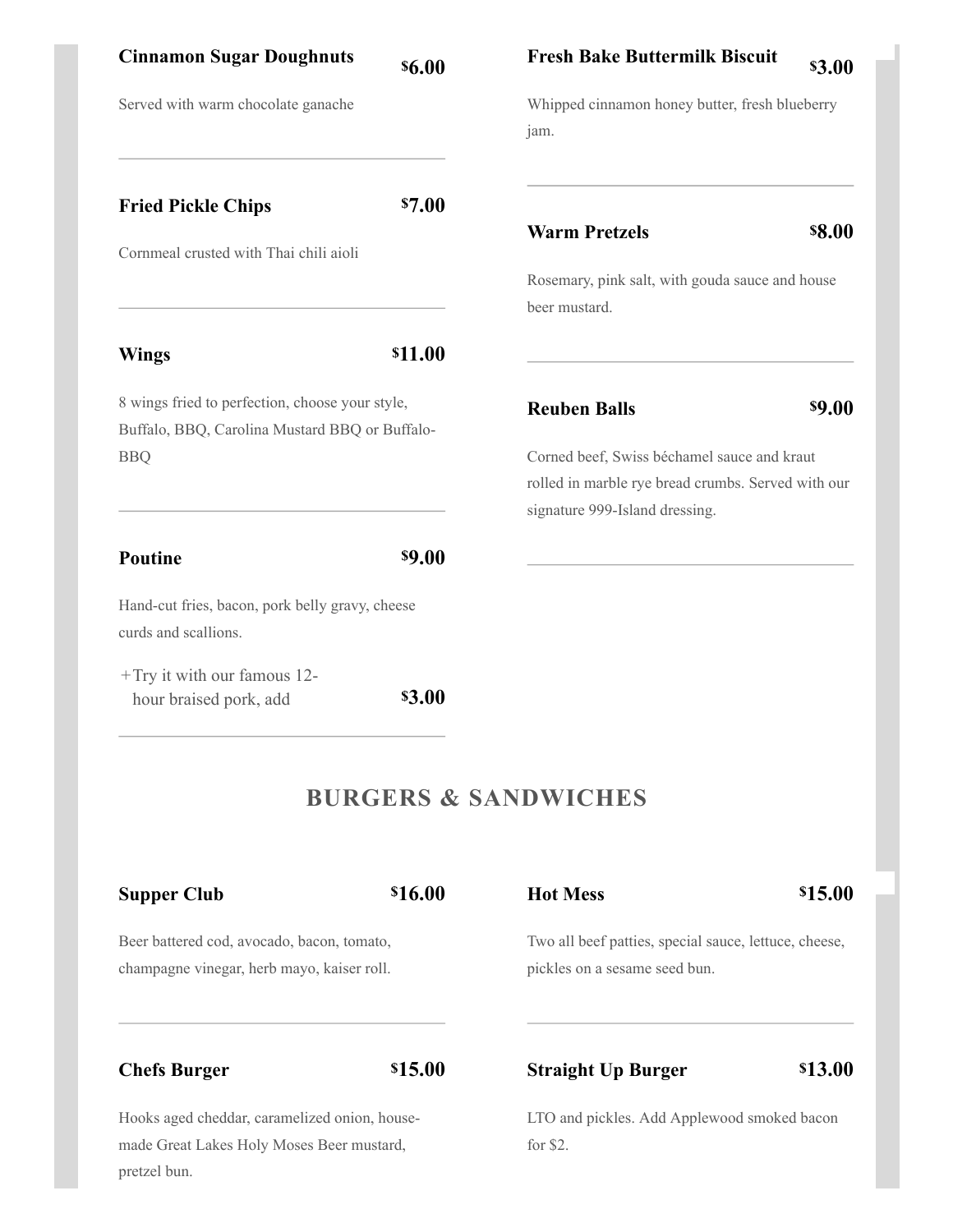**Cinnamon Sugar Doughnuts** $6.00

Served with warm chocolate ganache

**Fried Pickle Chips** $7.00

Cornmeal crusted with Thai chili aioli

**Wings** $11.00

8 wings fried to perfection, choose your style, Buffalo, BBQ, Carolina Mustard BBQ or Buffalo-BBQ

**Poutine** $9.00

Hand-cut fries, bacon, pork belly gravy, cheese curds and scallions.

+Try it with our famous 12-hour braised pork, add $3.00

**Fresh Bake Buttermilk Biscuit** $3.00

Whipped cinnamon honey butter, fresh blueberry jam.

**Warm Pretzels** $8.00

Rosemary, pink salt, with gouda sauce and house beer mustard.

**Reuben Balls** $9.00

Corned beef, Swiss béchamel sauce and kraut rolled in marble rye bread crumbs. Served with our signature 999-Island dressing.

## BURGERS & SANDWICHES

**Supper Club** $16.00

Beer battered cod, avocado, bacon, tomato, champagne vinegar, herb mayo, kaiser roll.

**Chefs Burger** $15.00

Hooks aged cheddar, caramelized onion, house-made Great Lakes Holy Moses Beer mustard, pretzel bun.

**Hot Mess** $15.00

Two all beef patties, special sauce, lettuce, cheese, pickles on a sesame seed bun.

**Straight Up Burger** $13.00

LTO and pickles. Add Applewood smoked bacon for $2.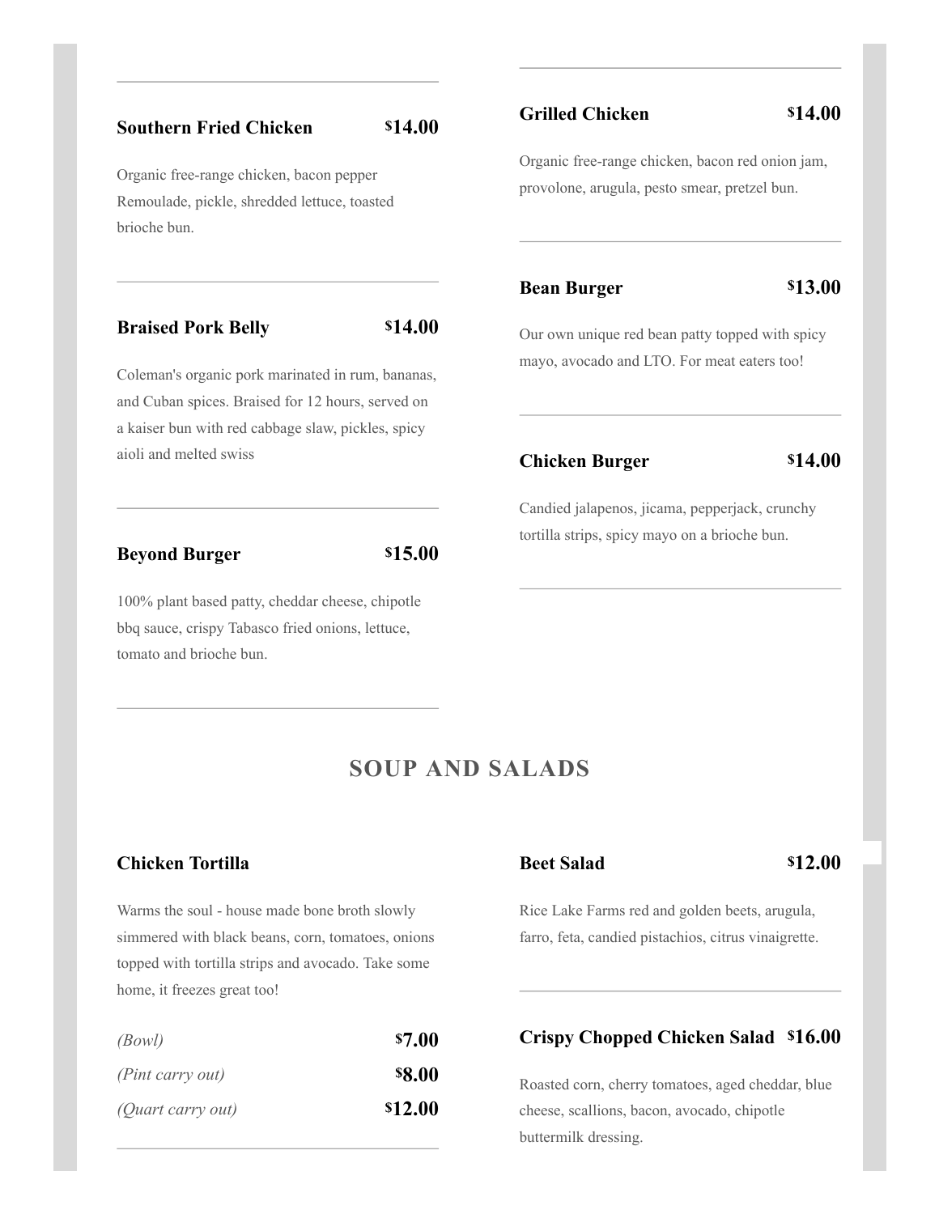### Southern Fried Chicken — $14.00

Organic free-range chicken, bacon pepper Remoulade, pickle, shredded lettuce, toasted brioche bun.

---

### Braised Pork Belly — $14.00

Coleman's organic pork marinated in rum, bananas, and Cuban spices. Braised for 12 hours, served on a kaiser bun with red cabbage slaw, pickles, spicy aioli and melted swiss

---

### Beyond Burger — $15.00

100% plant based patty, cheddar cheese, chipotle bbq sauce, crispy Tabasco fried onions, lettuce, tomato and brioche bun.

---

### Grilled Chicken — $14.00

Organic free-range chicken, bacon red onion jam, provolone, arugula, pesto smear, pretzel bun.

---

### Bean Burger — $13.00

Our own unique red bean patty topped with spicy mayo, avocado and LTO. For meat eaters too!

---

### Chicken Burger — $14.00

Candied jalapenos, jicama, pepperjack, crunchy tortilla strips, spicy mayo on a brioche bun.

---

## SOUP AND SALADS

### Chicken Tortilla

Warms the soul - house made bone broth slowly simmered with black beans, corn, tomatoes, onions topped with tortilla strips and avocado. Take some home, it freezes great too!

*(Bowl)* — $7.00

*(Pint carry out)* — $8.00

*(Quart carry out)* — $12.00

---

### Beet Salad — $12.00

Rice Lake Farms red and golden beets, arugula, farro, feta, candied pistachios, citrus vinaigrette.

---

### Crispy Chopped Chicken Salad — $16.00

Roasted corn, cherry tomatoes, aged cheddar, blue cheese, scallions, bacon, avocado, chipotle buttermilk dressing.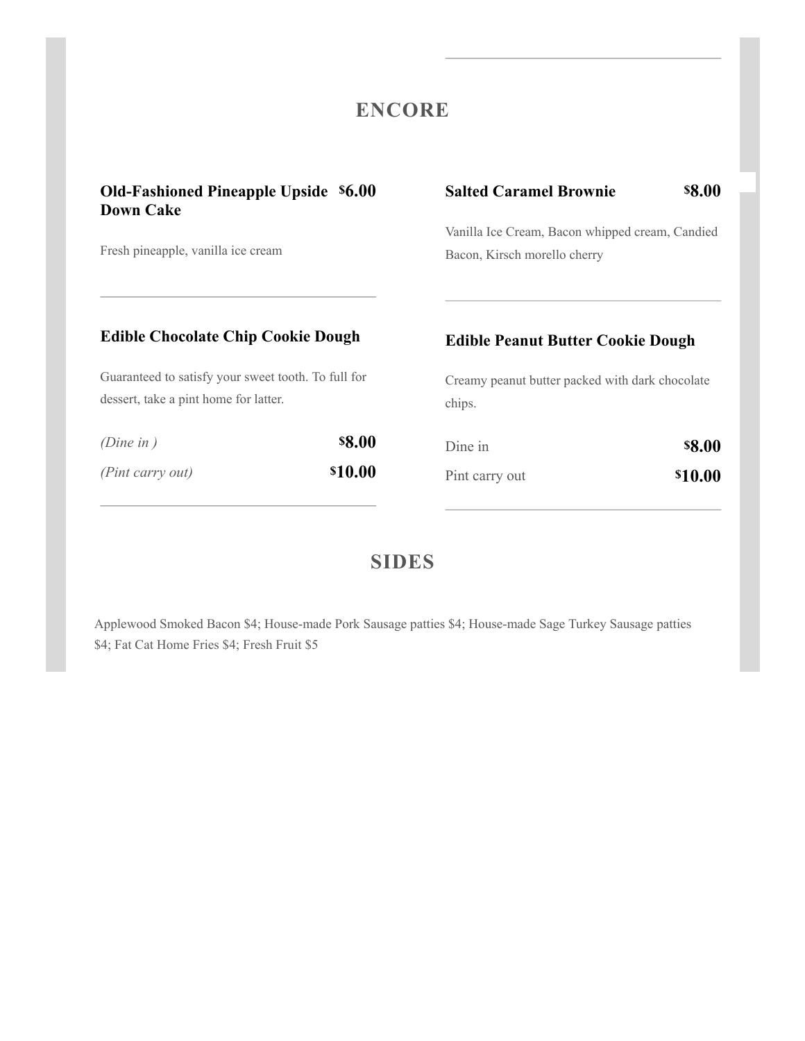## ENCORE

### Old-Fashioned Pineapple Upside Down Cake $6.00

Fresh pineapple, vanilla ice cream

### Salted Caramel Brownie $8.00

Vanilla Ice Cream, Bacon whipped cream, Candied Bacon, Kirsch morello cherry

### Edible Chocolate Chip Cookie Dough

Guaranteed to satisfy your sweet tooth. To full for dessert, take a pint home for latter.

*(Dine in )* **$8.00**

*(Pint carry out)* **$10.00**

### Edible Peanut Butter Cookie Dough

Creamy peanut butter packed with dark chocolate chips.

Dine in **$8.00**

Pint carry out **$10.00**

## SIDES

Applewood Smoked Bacon $4; House-made Pork Sausage patties $4; House-made Sage Turkey Sausage patties $4; Fat Cat Home Fries $4; Fresh Fruit $5